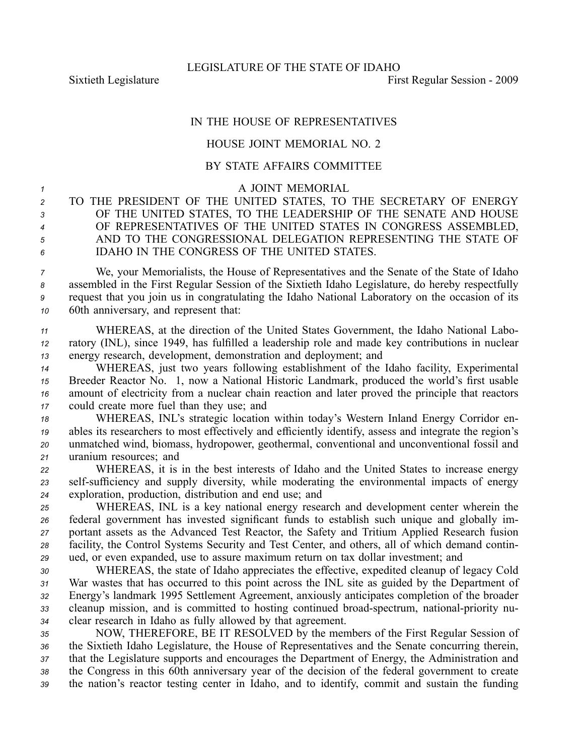LEGISLATURE OF THE STATE OF IDAHO

Sixtieth Legislature First Regular Session - 2009

# IN THE HOUSE OF REPRESENTATIVES

## HOUSE JOINT MEMORIAL NO. 2

## BY STATE AFFAIRS COMMITTEE

A JOINT MEMORIAL

TO THE PRESIDENT OF THE UNITED STATES, TO THE SECRETARY OF ENERGY OF THE UNITED STATES, TO THE LEADERSHIP OF THE SENATE AND HOUSE OF REPRESENTATIVES OF THE UNITED STATES IN CONGRESS ASSEMBLED, AND TO THE CONGRESSIONAL DELEGATION REPRESENTING THE STATE OF IDAHO IN THE CONGRESS OF THE UNITED STATES.

We, your Memorialists, the House of Representatives and the Senate of the State of Idaho assembled in the First Regular Session of the Sixtieth Idaho Legislature, do hereby respectfully request that you join us in congratulating the Idaho National Laboratory on the occasion of its 60th anniversary, and represent that:

WHEREAS, at the direction of the United States Government, the Idaho National Laboratory (INL), since 1949, has fulfilled a leadership role and made key contributions in nuclear energy research, development, demonstration and deployment; and

WHEREAS, just two years following establishment of the Idaho facility, Experimental Breeder Reactor No. 1, now a National Historic Landmark, produced the world's first usable amount of electricity from a nuclear chain reaction and later proved the principle that reactors could create more fuel than they use; and

WHEREAS, INL's strategic location within today's Western Inland Energy Corridor enables its researchers to most effectively and efficiently identify, assess and integrate the region's unmatched wind, biomass, hydropower, geothermal, conventional and unconventional fossil and uranium resources; and

WHEREAS, it is in the best interests of Idaho and the United States to increase energy self-sufficiency and supply diversity, while moderating the environmental impacts of energy exploration, production, distribution and end use; and

WHEREAS, INL is a key national energy research and development center wherein the federal government has invested significant funds to establish such unique and globally important assets as the Advanced Test Reactor, the Safety and Tritium Applied Research fusion facility, the Control Systems Security and Test Center, and others, all of which demand continued, or even expanded, use to assure maximum return on tax dollar investment; and

WHEREAS, the state of Idaho appreciates the effective, expedited cleanup of legacy Cold War wastes that has occurred to this point across the INL site as guided by the Department of Energy's landmark 1995 Settlement Agreement, anxiously anticipates completion of the broader cleanup mission, and is committed to hosting continued broad-spectrum, national-priority nuclear research in Idaho as fully allowed by that agreement.

NOW, THEREFORE, BE IT RESOLVED by the members of the First Regular Session of the Sixtieth Idaho Legislature, the House of Representatives and the Senate concurring therein, that the Legislature supports and encourages the Department of Energy, the Administration and the Congress in this 60th anniversary year of the decision of the federal government to create the nation's reactor testing center in Idaho, and to identify, commit and sustain the funding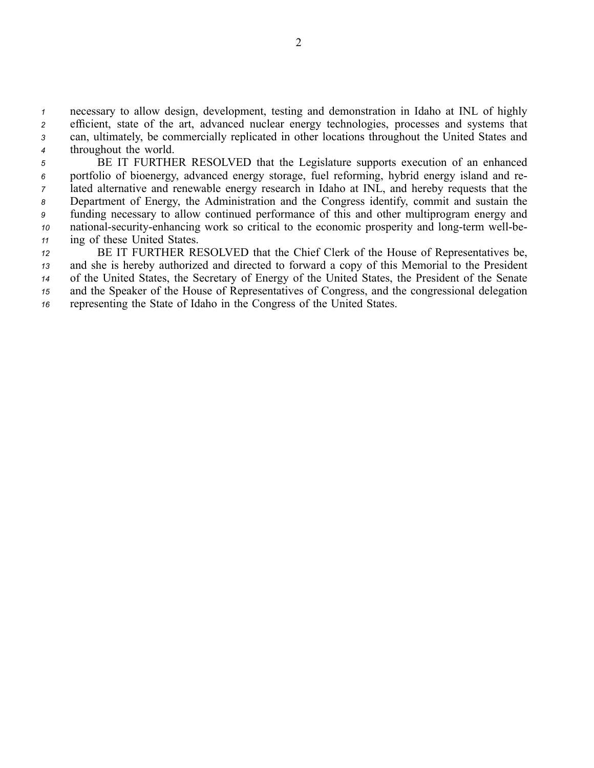necessary to allow design, development, testing and demonstration in Idaho at INL of highly efficient, state of the art, advanced nuclear energy technologies, processes and systems that can, ultimately, be commercially replicated in other locations throughout the United States and throughout the world.

BE IT FURTHER RESOLVED that the Legislature supports execution of an enhanced portfolio of bioenergy, advanced energy storage, fuel reforming, hybrid energy island and related alternative and renewable energy research in Idaho at INL, and hereby requests that the Department of Energy, the Administration and the Congress identify, commit and sustain the funding necessary to allow continued performance of this and other multiprogram energy and national-security-enhancing work so critical to the economic prosperity and long-term well-being of these United States.

BE IT FURTHER RESOLVED that the Chief Clerk of the House of Representatives be, and she is hereby authorized and directed to forward a copy of this Memorial to the President of the United States, the Secretary of Energy of the United States, the President of the Senate and the Speaker of the House of Representatives of Congress, and the congressional delegation representing the State of Idaho in the Congress of the United States.